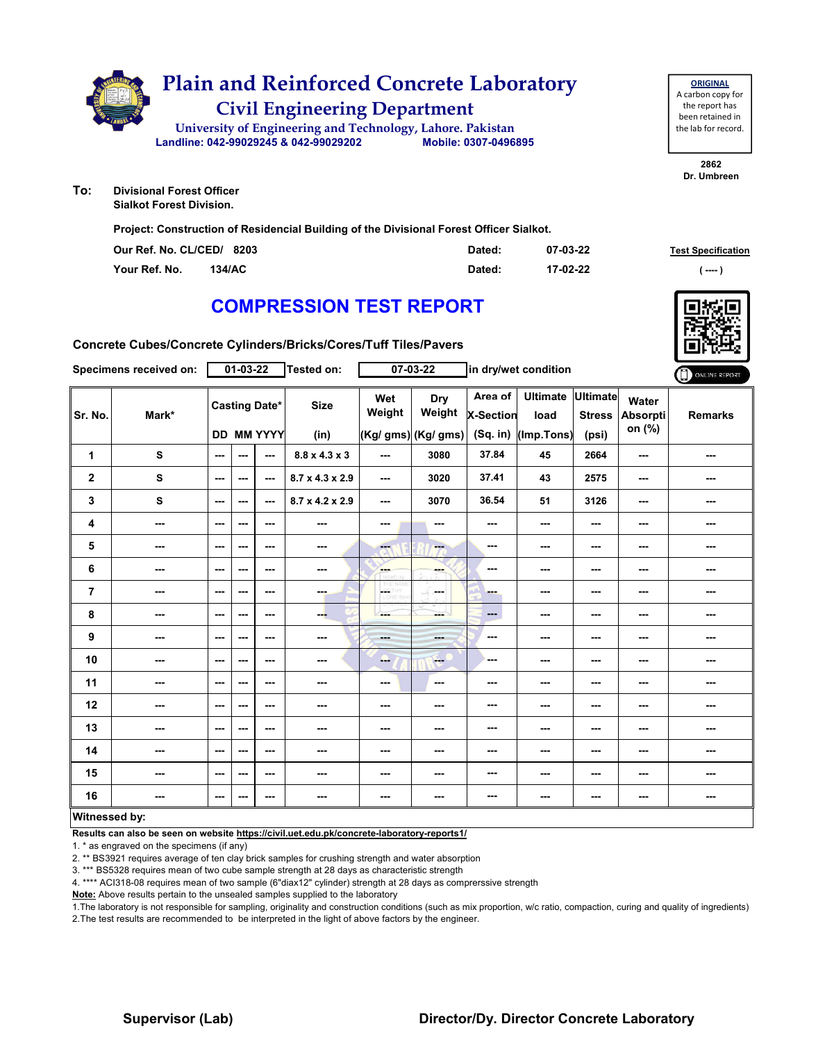# Plain and Reinforced Concrete Laboratory

## Civil Engineering Department

University of Engineering and Technology, Lahore. Pakistan

Landline: 042-99029245 & 042-99029202 Mobile: 0307-0496895

**ORIGINAL**
A carbon copy for the report has been retained in the lab for record.

2862
Dr. Umbreen

**To:** Divisional Forest Officer
Sialkot Forest Division.

**Project: Construction of Residencial Building of the Divisional Forest Officer Sialkot.**

| | | | |
|---|---|---|---|
| Our Ref. No. CL/CED/ | 8203 | Dated: | 07-03-22 |
| Your Ref. No. | 134/AC | Dated: | 17-02-22 |

**Test Specification**
( ---- )

# COMPRESSION TEST REPORT

**Concrete Cubes/Concrete Cylinders/Bricks/Cores/Tuff Tiles/Pavers**

**Specimens received on:** 01-03-22 **Tested on:** 07-03-22 **in dry/wet condition**

ONLINE REPORT

| Sr. No. | Mark* | Casting Date* DD | MM | YYYY | Size (in) | Wet Weight (Kg/ gms) | Dry Weight (Kg/ gms) | Area of X-Section (Sq. in) | Ultimate load (Imp.Tons) | Ultimate Stress (psi) | Water Absorption (%) | Remarks |
|---|---|---|---|---|---|---|---|---|---|---|---|---|
| 1 | S | --- | --- | --- | 8.8 x 4.3 x 3 | --- | 3080 | 37.84 | 45 | 2664 | --- | --- |
| 2 | S | --- | --- | --- | 8.7 x 4.3 x 2.9 | --- | 3020 | 37.41 | 43 | 2575 | --- | --- |
| 3 | S | --- | --- | --- | 8.7 x 4.2 x 2.9 | --- | 3070 | 36.54 | 51 | 3126 | --- | --- |
| 4 | --- | --- | --- | --- | --- | --- | --- | --- | --- | --- | --- | --- |
| 5 | --- | --- | --- | --- | --- | --- | --- | --- | --- | --- | --- | --- |
| 6 | --- | --- | --- | --- | --- | --- | --- | --- | --- | --- | --- | --- |
| 7 | --- | --- | --- | --- | --- | --- | --- | --- | --- | --- | --- | --- |
| 8 | --- | --- | --- | --- | --- | --- | --- | --- | --- | --- | --- | --- |
| 9 | --- | --- | --- | --- | --- | --- | --- | --- | --- | --- | --- | --- |
| 10 | --- | --- | --- | --- | --- | --- | --- | --- | --- | --- | --- | --- |
| 11 | --- | --- | --- | --- | --- | --- | --- | --- | --- | --- | --- | --- |
| 12 | --- | --- | --- | --- | --- | --- | --- | --- | --- | --- | --- | --- |
| 13 | --- | --- | --- | --- | --- | --- | --- | --- | --- | --- | --- | --- |
| 14 | --- | --- | --- | --- | --- | --- | --- | --- | --- | --- | --- | --- |
| 15 | --- | --- | --- | --- | --- | --- | --- | --- | --- | --- | --- | --- |
| 16 | --- | --- | --- | --- | --- | --- | --- | --- | --- | --- | --- | --- |

**Witnessed by:**

**Results can also be seen on website https://civil.uet.edu.pk/concrete-laboratory-reports1/**

1. * as engraved on the specimens (if any)
2. ** BS3921 requires average of ten clay brick samples for crushing strength and water absorption
3. *** BS5328 requires mean of two cube sample strength at 28 days as characteristic strength
4. **** ACI318-08 requires mean of two sample (6"diax12" cylinder) strength at 28 days as comprerssive strength

**Note:** Above results pertain to the unsealed samples supplied to the laboratory

1.The laboratory is not responsible for sampling, originality and construction conditions (such as mix proportion, w/c ratio, compaction, curing and quality of ingredients)
2.The test results are recommended to be interpreted in the light of above factors by the engineer.

**Supervisor (Lab)** **Director/Dy. Director Concrete Laboratory**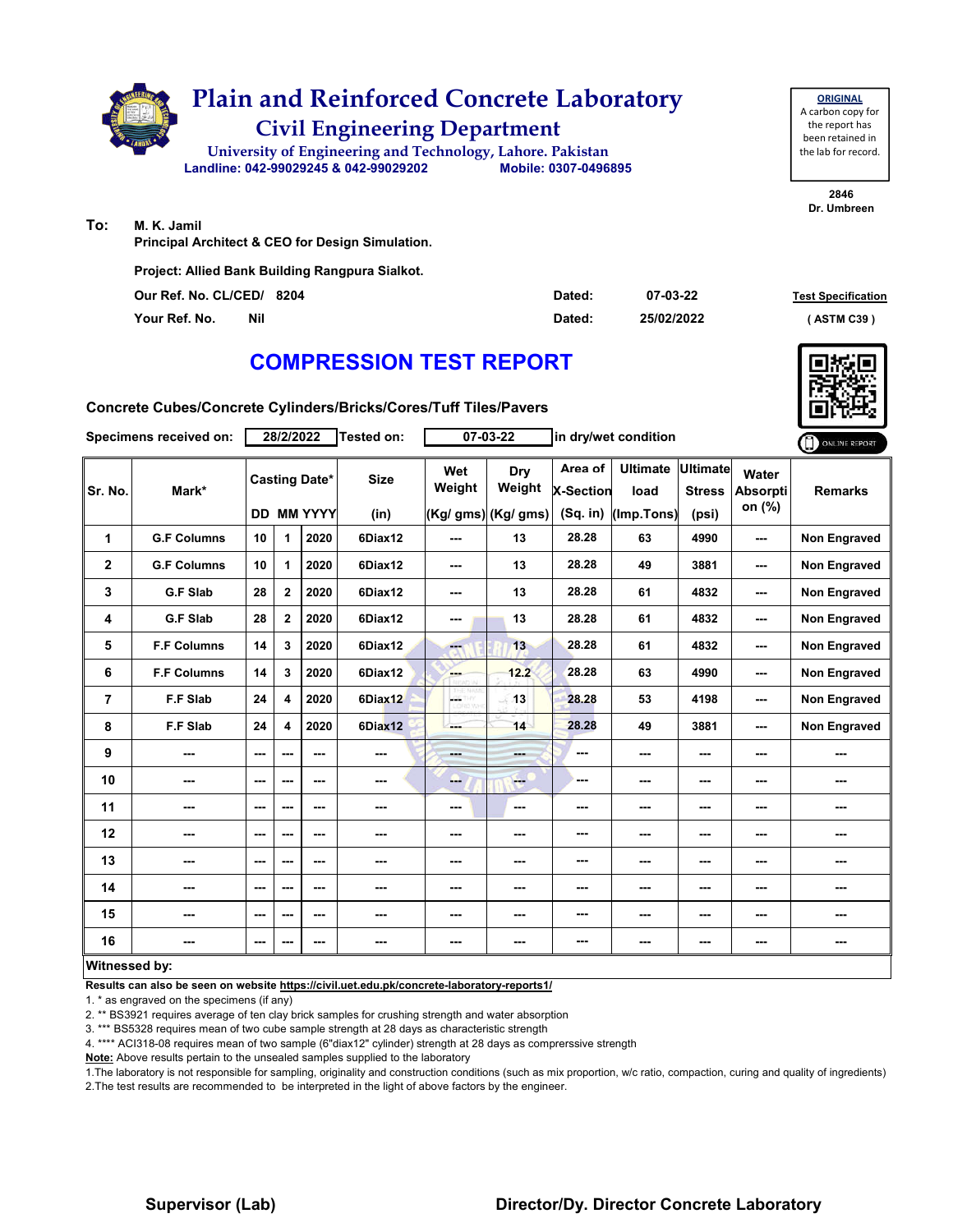# Plain and Reinforced Concrete Laboratory

## Civil Engineering Department

University of Engineering and Technology, Lahore. Pakistan

Landline: 042-99029245 & 042-99029202 Mobile: 0307-0496895

**ORIGINAL**
A carbon copy for the report has been retained in the lab for record.

2846
Dr. Umbreen

**To:** M. K. Jamil
Principal Architect & CEO for Design Simulation.

Project: Allied Bank Building Rangpura Sialkot.

Our Ref. No. CL/CED/ 8204 Dated: 07-03-22

Your Ref. No. Nil Dated: 25/02/2022

Test Specification ( ASTM C39 )

# COMPRESSION TEST REPORT

Concrete Cubes/Concrete Cylinders/Bricks/Cores/Tuff Tiles/Pavers

Specimens received on: 28/2/2022 Tested on: 07-03-22 in dry/wet condition

ONLINE REPORT

| Sr. No. | Mark* | Casting Date* | | | Size | Wet Weight | Dry Weight | Area of X-Section | Ultimate load | Ultimate Stress | Water Absorption (%) | Remarks |
|---|---|---|---|---|---|---|---|---|---|---|---|---|
| | | DD | MM | YYYY | (in) | (Kg/ gms) | (Kg/ gms) | (Sq. in) | (Imp.Tons) | (psi) | | |
| 1 | G.F Columns | 10 | 1 | 2020 | 6Diax12 | --- | 13 | 28.28 | 63 | 4990 | --- | Non Engraved |
| 2 | G.F Columns | 10 | 1 | 2020 | 6Diax12 | --- | 13 | 28.28 | 49 | 3881 | --- | Non Engraved |
| 3 | G.F Slab | 28 | 2 | 2020 | 6Diax12 | --- | 13 | 28.28 | 61 | 4832 | --- | Non Engraved |
| 4 | G.F Slab | 28 | 2 | 2020 | 6Diax12 | --- | 13 | 28.28 | 61 | 4832 | --- | Non Engraved |
| 5 | F.F Columns | 14 | 3 | 2020 | 6Diax12 | --- | 13 | 28.28 | 61 | 4832 | --- | Non Engraved |
| 6 | F.F Columns | 14 | 3 | 2020 | 6Diax12 | --- | 12.2 | 28.28 | 63 | 4990 | --- | Non Engraved |
| 7 | F.F Slab | 24 | 4 | 2020 | 6Diax12 | --- | 13 | 28.28 | 53 | 4198 | --- | Non Engraved |
| 8 | F.F Slab | 24 | 4 | 2020 | 6Diax12 | --- | 14 | 28.28 | 49 | 3881 | --- | Non Engraved |
| 9 | --- | --- | --- | --- | --- | --- | --- | --- | --- | --- | --- | --- |
| 10 | --- | --- | --- | --- | --- | --- | --- | --- | --- | --- | --- | --- |
| 11 | --- | --- | --- | --- | --- | --- | --- | --- | --- | --- | --- | --- |
| 12 | --- | --- | --- | --- | --- | --- | --- | --- | --- | --- | --- | --- |
| 13 | --- | --- | --- | --- | --- | --- | --- | --- | --- | --- | --- | --- |
| 14 | --- | --- | --- | --- | --- | --- | --- | --- | --- | --- | --- | --- |
| 15 | --- | --- | --- | --- | --- | --- | --- | --- | --- | --- | --- | --- |
| 16 | --- | --- | --- | --- | --- | --- | --- | --- | --- | --- | --- | --- |

**Witnessed by:**

**Results can also be seen on website https://civil.uet.edu.pk/concrete-laboratory-reports1/**

1. * as engraved on the specimens (if any)
2. ** BS3921 requires average of ten clay brick samples for crushing strength and water absorption
3. *** BS5328 requires mean of two cube sample strength at 28 days as characteristic strength
4. **** ACI318-08 requires mean of two sample (6"diax12" cylinder) strength at 28 days as comprerssive strength

**Note:** Above results pertain to the unsealed samples supplied to the laboratory

1.The laboratory is not responsible for sampling, originality and construction conditions (such as mix proportion, w/c ratio, compaction, curing and quality of ingredients)
2.The test results are recommended to be interpreted in the light of above factors by the engineer.

**Supervisor (Lab)** **Director/Dy. Director Concrete Laboratory**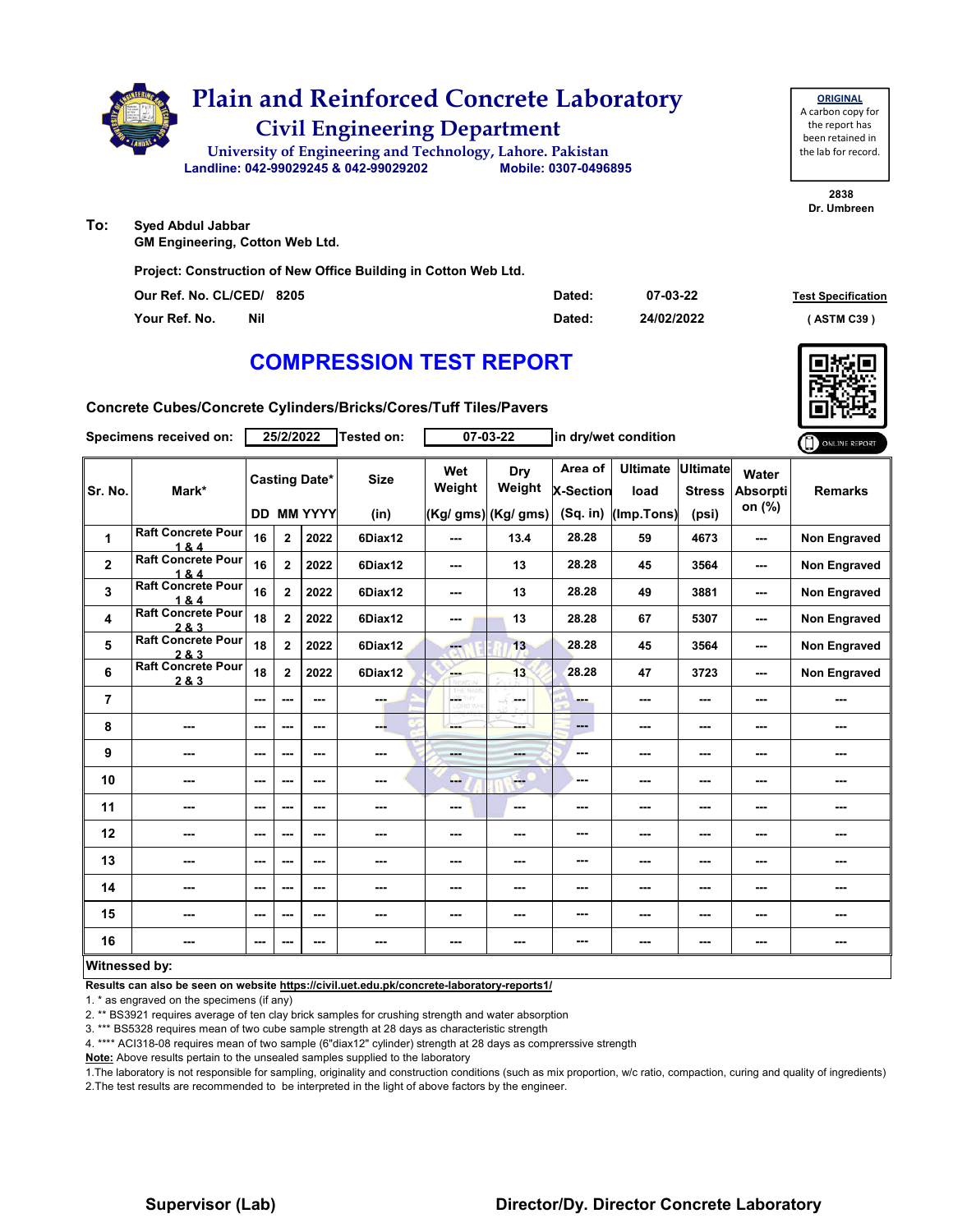# Plain and Reinforced Concrete Laboratory

## Civil Engineering Department

University of Engineering and Technology, Lahore. Pakistan

Landline: 042-99029245 & 042-99029202 Mobile: 0307-0496895

**ORIGINAL**
A carbon copy for the report has been retained in the lab for record.

2838
Dr. Umbreen

**To:** Syed Abdul Jabbar
GM Engineering, Cotton Web Ltd.

**Project: Construction of New Office Building in Cotton Web Ltd.**

**Our Ref. No. CL/CED/ 8205** **Dated: 07-03-22**

**Your Ref. No. Nil** **Dated: 24/02/2022**

**Test Specification** ( ASTM C39 )

## COMPRESSION TEST REPORT

**Concrete Cubes/Concrete Cylinders/Bricks/Cores/Tuff Tiles/Pavers**

**Specimens received on:** 25/2/2022 **Tested on:** 07-03-22 in dry/wet condition

| Sr. No. | Mark* | Casting Date* DD | MM | YYYY | Size (in) | Wet Weight (Kg/ gms) | Dry Weight (Kg/ gms) | Area of X-Section (Sq. in) | Ultimate load (Imp.Tons) | Ultimate Stress (psi) | Water Absorption (%) | Remarks |
|---|---|---|---|---|---|---|---|---|---|---|---|---|
| 1 | Raft Concrete Pour 1 & 4 | 16 | 2 | 2022 | 6Diax12 | --- | 13.4 | 28.28 | 59 | 4673 | --- | Non Engraved |
| 2 | Raft Concrete Pour 1 & 4 | 16 | 2 | 2022 | 6Diax12 | --- | 13 | 28.28 | 45 | 3564 | --- | Non Engraved |
| 3 | Raft Concrete Pour 1 & 4 | 16 | 2 | 2022 | 6Diax12 | --- | 13 | 28.28 | 49 | 3881 | --- | Non Engraved |
| 4 | Raft Concrete Pour 2 & 3 | 18 | 2 | 2022 | 6Diax12 | --- | 13 | 28.28 | 67 | 5307 | --- | Non Engraved |
| 5 | Raft Concrete Pour 2 & 3 | 18 | 2 | 2022 | 6Diax12 | --- | 13 | 28.28 | 45 | 3564 | --- | Non Engraved |
| 6 | Raft Concrete Pour 2 & 3 | 18 | 2 | 2022 | 6Diax12 | --- | 13 | 28.28 | 47 | 3723 | --- | Non Engraved |
| 7 | | --- | --- | --- | --- | --- | --- | --- | --- | --- | --- | --- |
| 8 | --- | --- | --- | --- | --- | --- | --- | --- | --- | --- | --- | --- |
| 9 | --- | --- | --- | --- | --- | --- | --- | --- | --- | --- | --- | --- |
| 10 | --- | --- | --- | --- | --- | --- | --- | --- | --- | --- | --- | --- |
| 11 | --- | --- | --- | --- | --- | --- | --- | --- | --- | --- | --- | --- |
| 12 | --- | --- | --- | --- | --- | --- | --- | --- | --- | --- | --- | --- |
| 13 | --- | --- | --- | --- | --- | --- | --- | --- | --- | --- | --- | --- |
| 14 | --- | --- | --- | --- | --- | --- | --- | --- | --- | --- | --- | --- |
| 15 | --- | --- | --- | --- | --- | --- | --- | --- | --- | --- | --- | --- |
| 16 | --- | --- | --- | --- | --- | --- | --- | --- | --- | --- | --- | --- |

**Witnessed by:**

**Results can also be seen on website https://civil.uet.edu.pk/concrete-laboratory-reports1/**

1. * as engraved on the specimens (if any)
2. ** BS3921 requires average of ten clay brick samples for crushing strength and water absorption
3. *** BS5328 requires mean of two cube sample strength at 28 days as characteristic strength
4. **** ACI318-08 requires mean of two sample (6"diax12" cylinder) strength at 28 days as comprerssive strength

**Note:** Above results pertain to the unsealed samples supplied to the laboratory

1.The laboratory is not responsible for sampling, originality and construction conditions (such as mix proportion, w/c ratio, compaction, curing and quality of ingredients)
2.The test results are recommended to be interpreted in the light of above factors by the engineer.

**Supervisor (Lab)** **Director/Dy. Director Concrete Laboratory**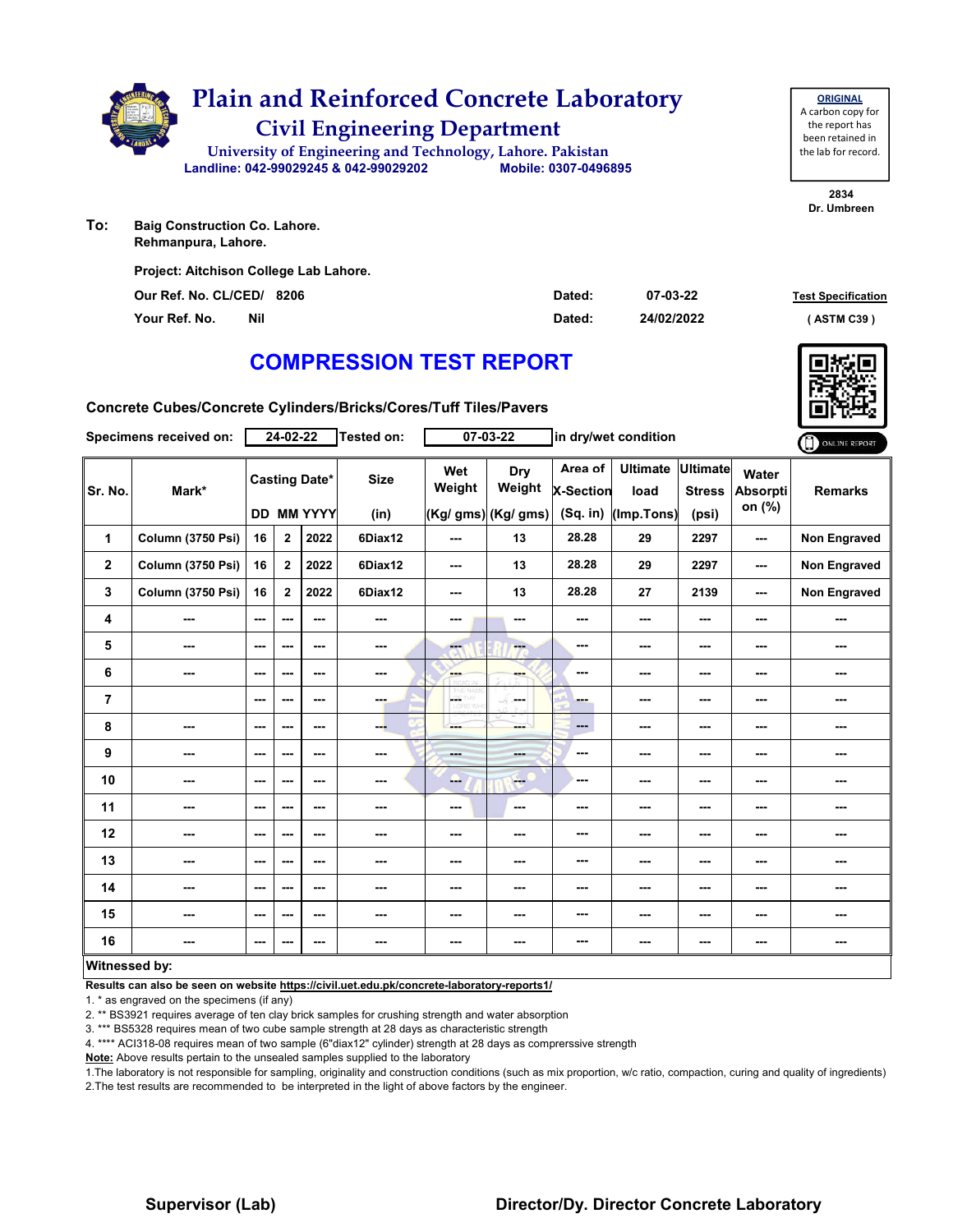# Plain and Reinforced Concrete Laboratory

## Civil Engineering Department

University of Engineering and Technology, Lahore. Pakistan

Landline: 042-99029245 & 042-99029202 Mobile: 0307-0496895

**ORIGINAL**
A carbon copy for the report has been retained in the lab for record.

**2834**
**Dr. Umbreen**

**To:** Baig Construction Co. Lahore.
Rehmanpura, Lahore.

**Project: Aitchison College Lab Lahore.**

**Our Ref. No. CL/CED/ 8206** **Dated: 07-03-22**

**Your Ref. No. Nil** **Dated: 24/02/2022**

**Test Specification**
**( ASTM C39 )**

# COMPRESSION TEST REPORT

**Concrete Cubes/Concrete Cylinders/Bricks/Cores/Tuff Tiles/Pavers**

**Specimens received on:** 24-02-22 **Tested on:** 07-03-22 **in dry/wet condition**

ONLINE REPORT

| Sr. No. | Mark* | Casting Date* DD | MM | YYYY | Size (in) | Wet Weight (Kg/ gms) | Dry Weight (Kg/ gms) | Area of X-Section (Sq. in) | Ultimate load (Imp.Tons) | Ultimate Stress (psi) | Water Absorption (%) | Remarks |
|---|---|---|---|---|---|---|---|---|---|---|---|---|
| 1 | Column (3750 Psi) | 16 | 2 | 2022 | 6Diax12 | --- | 13 | 28.28 | 29 | 2297 | --- | Non Engraved |
| 2 | Column (3750 Psi) | 16 | 2 | 2022 | 6Diax12 | --- | 13 | 28.28 | 29 | 2297 | --- | Non Engraved |
| 3 | Column (3750 Psi) | 16 | 2 | 2022 | 6Diax12 | --- | 13 | 28.28 | 27 | 2139 | --- | Non Engraved |
| 4 | --- | --- | --- | --- | --- | --- | --- | --- | --- | --- | --- | --- |
| 5 | --- | --- | --- | --- | --- | --- | --- | --- | --- | --- | --- | --- |
| 6 | --- | --- | --- | --- | --- | --- | --- | --- | --- | --- | --- | --- |
| 7 | | --- | --- | --- | --- | --- | --- | --- | --- | --- | --- | --- |
| 8 | --- | --- | --- | --- | --- | --- | --- | --- | --- | --- | --- | --- |
| 9 | --- | --- | --- | --- | --- | --- | --- | --- | --- | --- | --- | --- |
| 10 | --- | --- | --- | --- | --- | --- | --- | --- | --- | --- | --- | --- |
| 11 | --- | --- | --- | --- | --- | --- | --- | --- | --- | --- | --- | --- |
| 12 | --- | --- | --- | --- | --- | --- | --- | --- | --- | --- | --- | --- |
| 13 | --- | --- | --- | --- | --- | --- | --- | --- | --- | --- | --- | --- |
| 14 | --- | --- | --- | --- | --- | --- | --- | --- | --- | --- | --- | --- |
| 15 | --- | --- | --- | --- | --- | --- | --- | --- | --- | --- | --- | --- |
| 16 | --- | --- | --- | --- | --- | --- | --- | --- | --- | --- | --- | --- |

**Witnessed by:**

**Results can also be seen on website https://civil.uet.edu.pk/concrete-laboratory-reports1/**

1. * as engraved on the specimens (if any)
2. ** BS3921 requires average of ten clay brick samples for crushing strength and water absorption
3. *** BS5328 requires mean of two cube sample strength at 28 days as characteristic strength
4. **** ACI318-08 requires mean of two sample (6"diax12" cylinder) strength at 28 days as comprerssive strength

**Note:** Above results pertain to the unsealed samples supplied to the laboratory

1.The laboratory is not responsible for sampling, originality and construction conditions (such as mix proportion, w/c ratio, compaction, curing and quality of ingredients)
2.The test results are recommended to be interpreted in the light of above factors by the engineer.

**Supervisor (Lab)** **Director/Dy. Director Concrete Laboratory**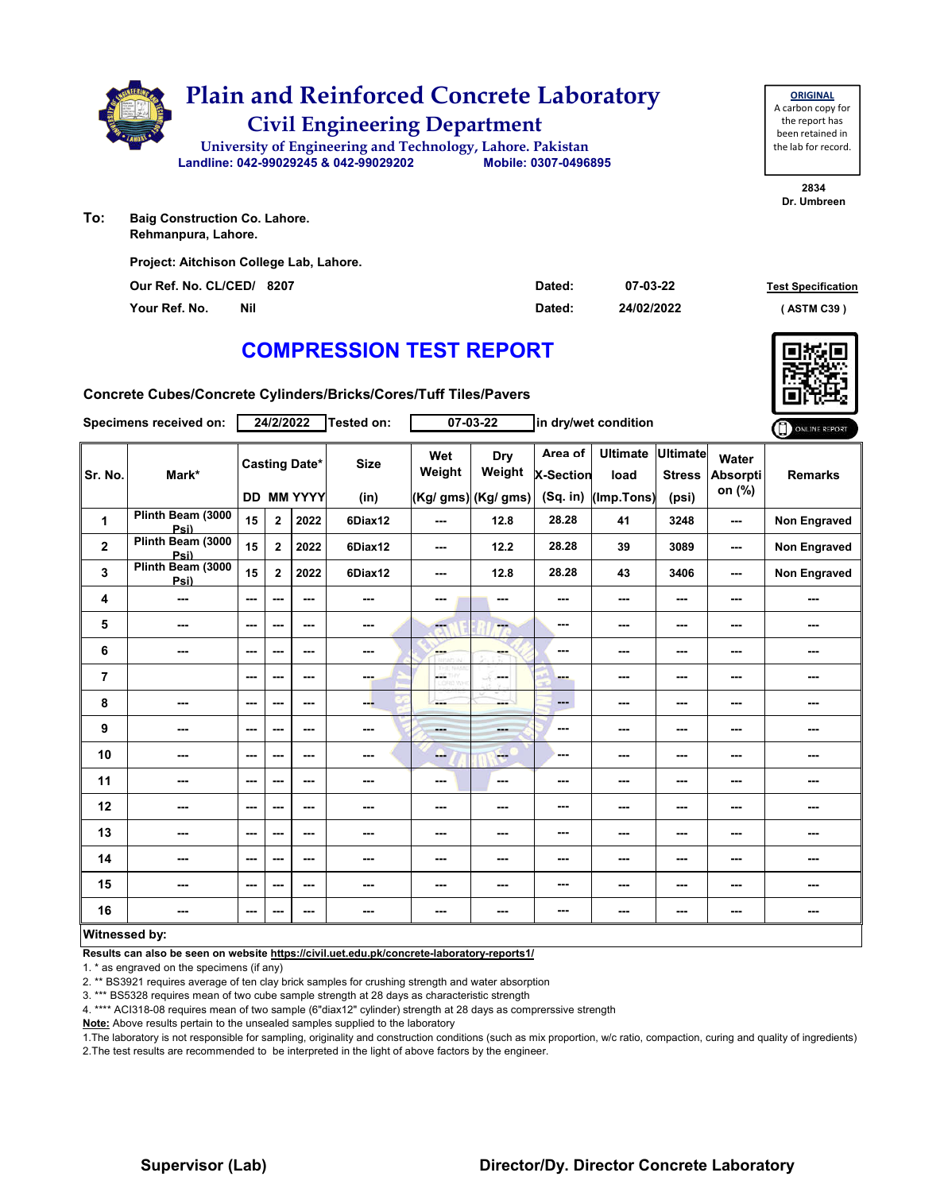# Plain and Reinforced Concrete Laboratory

## Civil Engineering Department

University of Engineering and Technology, Lahore. Pakistan

Landline: 042-99029245 & 042-99029202 Mobile: 0307-0496895

**ORIGINAL**
A carbon copy for the report has been retained in the lab for record.

2834
Dr. Umbreen

**To:** Baig Construction Co. Lahore.
Rehmanpura, Lahore.

Project: Aitchison College Lab, Lahore.

Our Ref. No. CL/CED/ 8207 Dated: 07-03-22

Your Ref. No. Nil Dated: 24/02/2022

Test Specification
( ASTM C39 )

## COMPRESSION TEST REPORT

Concrete Cubes/Concrete Cylinders/Bricks/Cores/Tuff Tiles/Pavers

Specimens received on: 24/2/2022 Tested on: 07-03-22 in dry/wet condition

ONLINE REPORT

| Sr. No. | Mark* | Casting Date* DD | MM | YYYY | Size (in) | Wet Weight (Kg/ gms) | Dry Weight (Kg/ gms) | Area of X-Section (Sq. in) | Ultimate load (Imp.Tons) | Ultimate Stress (psi) | Water Absorption (%) | Remarks |
|---|---|---|---|---|---|---|---|---|---|---|---|---|
| 1 | Plinth Beam (3000 Psi) | 15 | 2 | 2022 | 6Diax12 | --- | 12.8 | 28.28 | 41 | 3248 | --- | Non Engraved |
| 2 | Plinth Beam (3000 Psi) | 15 | 2 | 2022 | 6Diax12 | --- | 12.2 | 28.28 | 39 | 3089 | --- | Non Engraved |
| 3 | Plinth Beam (3000 Psi) | 15 | 2 | 2022 | 6Diax12 | --- | 12.8 | 28.28 | 43 | 3406 | --- | Non Engraved |
| 4 | --- | --- | --- | --- | --- | --- | --- | --- | --- | --- | --- | --- |
| 5 | --- | --- | --- | --- | --- | --- | --- | --- | --- | --- | --- | --- |
| 6 | --- | --- | --- | --- | --- | --- | --- | --- | --- | --- | --- | --- |
| 7 | | --- | --- | --- | --- | --- | --- | --- | --- | --- | --- | --- |
| 8 | --- | --- | --- | --- | --- | --- | --- | --- | --- | --- | --- | --- |
| 9 | --- | --- | --- | --- | --- | --- | --- | --- | --- | --- | --- | --- |
| 10 | --- | --- | --- | --- | --- | --- | --- | --- | --- | --- | --- | --- |
| 11 | --- | --- | --- | --- | --- | --- | --- | --- | --- | --- | --- | --- |
| 12 | --- | --- | --- | --- | --- | --- | --- | --- | --- | --- | --- | --- |
| 13 | --- | --- | --- | --- | --- | --- | --- | --- | --- | --- | --- | --- |
| 14 | --- | --- | --- | --- | --- | --- | --- | --- | --- | --- | --- | --- |
| 15 | --- | --- | --- | --- | --- | --- | --- | --- | --- | --- | --- | --- |
| 16 | --- | --- | --- | --- | --- | --- | --- | --- | --- | --- | --- | --- |

**Witnessed by:**

**Results can also be seen on website https://civil.uet.edu.pk/concrete-laboratory-reports1/**

1. * as engraved on the specimens (if any)
2. ** BS3921 requires average of ten clay brick samples for crushing strength and water absorption
3. *** BS5328 requires mean of two cube sample strength at 28 days as characteristic strength
4. **** ACI318-08 requires mean of two sample (6"diax12" cylinder) strength at 28 days as comprerssive strength

**Note:** Above results pertain to the unsealed samples supplied to the laboratory

1.The laboratory is not responsible for sampling, originality and construction conditions (such as mix proportion, w/c ratio, compaction, curing and quality of ingredients)
2.The test results are recommended to be interpreted in the light of above factors by the engineer.

**Supervisor (Lab)** **Director/Dy. Director Concrete Laboratory**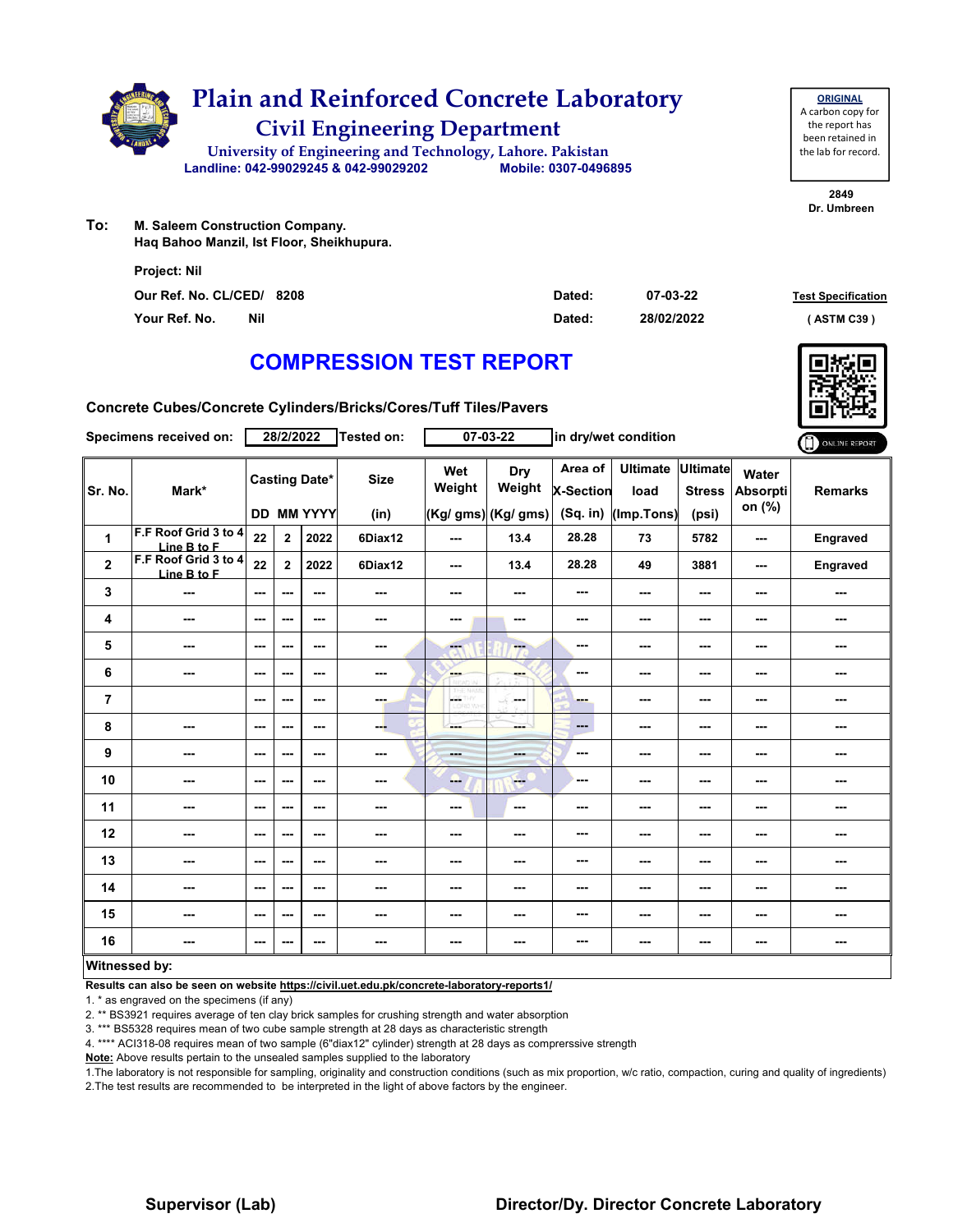# Plain and Reinforced Concrete Laboratory

## Civil Engineering Department

University of Engineering and Technology, Lahore. Pakistan

Landline: 042-99029245 & 042-99029202 Mobile: 0307-0496895

**ORIGINAL**
A carbon copy for the report has been retained in the lab for record.

2849
Dr. Umbreen

**To:** M. Saleem Construction Company.
Haq Bahoo Manzil, Ist Floor, Sheikhupura.

Project: Nil

Our Ref. No. CL/CED/ 8208 Dated: 07-03-22

Your Ref. No. Nil Dated: 28/02/2022

**Test Specification** ( ASTM C39 )

# COMPRESSION TEST REPORT

**Concrete Cubes/Concrete Cylinders/Bricks/Cores/Tuff Tiles/Pavers**

Specimens received on: 28/2/2022 Tested on: 07-03-22 in dry/wet condition

ONLINE REPORT

| Sr. No. | Mark* | Casting Date* | | | Size | Wet Weight | Dry Weight | Area of X-Section | Ultimate load | Ultimate Stress | Water Absorption (%) | Remarks |
|---|---|---|---|---|---|---|---|---|---|---|---|---|
| | | DD | MM | YYYY | (in) | (Kg/ gms) | (Kg/ gms) | (Sq. in) | (Imp.Tons) | (psi) | | |
| 1 | F.F Roof Grid 3 to 4 Line B to F | 22 | 2 | 2022 | 6Diax12 | --- | 13.4 | 28.28 | 73 | 5782 | --- | Engraved |
| 2 | F.F Roof Grid 3 to 4 Line B to F | 22 | 2 | 2022 | 6Diax12 | --- | 13.4 | 28.28 | 49 | 3881 | --- | Engraved |
| 3 | --- | --- | --- | --- | --- | --- | --- | --- | --- | --- | --- | --- |
| 4 | --- | --- | --- | --- | --- | --- | --- | --- | --- | --- | --- | --- |
| 5 | --- | --- | --- | --- | --- | --- | --- | --- | --- | --- | --- | --- |
| 6 | --- | --- | --- | --- | --- | --- | --- | --- | --- | --- | --- | --- |
| 7 | | --- | --- | --- | --- | --- | --- | --- | --- | --- | --- | --- |
| 8 | --- | --- | --- | --- | --- | --- | --- | --- | --- | --- | --- | --- |
| 9 | --- | --- | --- | --- | --- | --- | --- | --- | --- | --- | --- | --- |
| 10 | --- | --- | --- | --- | --- | --- | --- | --- | --- | --- | --- | --- |
| 11 | --- | --- | --- | --- | --- | --- | --- | --- | --- | --- | --- | --- |
| 12 | --- | --- | --- | --- | --- | --- | --- | --- | --- | --- | --- | --- |
| 13 | --- | --- | --- | --- | --- | --- | --- | --- | --- | --- | --- | --- |
| 14 | --- | --- | --- | --- | --- | --- | --- | --- | --- | --- | --- | --- |
| 15 | --- | --- | --- | --- | --- | --- | --- | --- | --- | --- | --- | --- |
| 16 | --- | --- | --- | --- | --- | --- | --- | --- | --- | --- | --- | --- |

**Witnessed by:**

**Results can also be seen on website https://civil.uet.edu.pk/concrete-laboratory-reports1/**

1. * as engraved on the specimens (if any)
2. ** BS3921 requires average of ten clay brick samples for crushing strength and water absorption
3. *** BS5328 requires mean of two cube sample strength at 28 days as characteristic strength
4. **** ACI318-08 requires mean of two sample (6"diax12" cylinder) strength at 28 days as comprerssive strength

**Note:** Above results pertain to the unsealed samples supplied to the laboratory

1.The laboratory is not responsible for sampling, originality and construction conditions (such as mix proportion, w/c ratio, compaction, curing and quality of ingredients)
2.The test results are recommended to be interpreted in the light of above factors by the engineer.

**Supervisor (Lab)** **Director/Dy. Director Concrete Laboratory**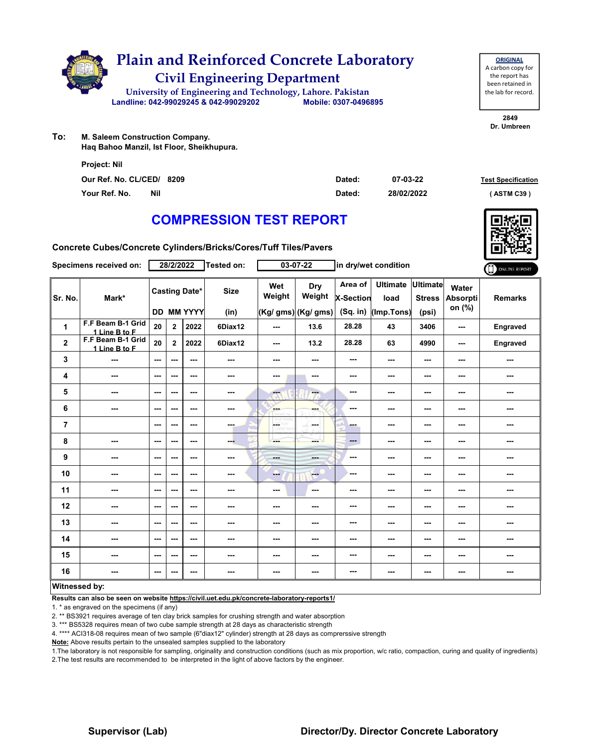# Plain and Reinforced Concrete Laboratory

## Civil Engineering Department

University of Engineering and Technology, Lahore. Pakistan

Landline: 042-99029245 & 042-99029202 Mobile: 0307-0496895

**ORIGINAL**
A carbon copy for the report has been retained in the lab for record.

2849
Dr. Umbreen

**To:** M. Saleem Construction Company.
Haq Bahoo Manzil, Ist Floor, Sheikhupura.

Project: Nil

Our Ref. No. CL/CED/ 8209 Dated: 07-03-22

Your Ref. No. Nil Dated: 28/02/2022

Test Specification
( ASTM C39 )

# COMPRESSION TEST REPORT

Concrete Cubes/Concrete Cylinders/Bricks/Cores/Tuff Tiles/Pavers

Specimens received on: 28/2/2022 Tested on: 03-07-22 in dry/wet condition

ONLINE REPORT

| Sr. No. | Mark* | Casting Date* | | | Size | Wet Weight | Dry Weight | Area of X-Section | Ultimate load | Ultimate Stress | Water Absorption (%) | Remarks |
|---|---|---|---|---|---|---|---|---|---|---|---|---|
| | | DD | MM | YYYY | (in) | (Kg/ gms) | (Kg/ gms) | (Sq. in) | (Imp.Tons) | (psi) | | |
| 1 | F.F Beam B-1 Grid 1 Line B to F | 20 | 2 | 2022 | 6Diax12 | --- | 13.6 | 28.28 | 43 | 3406 | --- | Engraved |
| 2 | F.F Beam B-1 Grid 1 Line B to F | 20 | 2 | 2022 | 6Diax12 | --- | 13.2 | 28.28 | 63 | 4990 | --- | Engraved |
| 3 | --- | --- | --- | --- | --- | --- | --- | --- | --- | --- | --- | --- |
| 4 | --- | --- | --- | --- | --- | --- | --- | --- | --- | --- | --- | --- |
| 5 | --- | --- | --- | --- | --- | --- | --- | --- | --- | --- | --- | --- |
| 6 | --- | --- | --- | --- | --- | --- | --- | --- | --- | --- | --- | --- |
| 7 | | --- | --- | --- | --- | --- | --- | --- | --- | --- | --- | --- |
| 8 | --- | --- | --- | --- | --- | --- | --- | --- | --- | --- | --- | --- |
| 9 | --- | --- | --- | --- | --- | --- | --- | --- | --- | --- | --- | --- |
| 10 | --- | --- | --- | --- | --- | --- | --- | --- | --- | --- | --- | --- |
| 11 | --- | --- | --- | --- | --- | --- | --- | --- | --- | --- | --- | --- |
| 12 | --- | --- | --- | --- | --- | --- | --- | --- | --- | --- | --- | --- |
| 13 | --- | --- | --- | --- | --- | --- | --- | --- | --- | --- | --- | --- |
| 14 | --- | --- | --- | --- | --- | --- | --- | --- | --- | --- | --- | --- |
| 15 | --- | --- | --- | --- | --- | --- | --- | --- | --- | --- | --- | --- |
| 16 | --- | --- | --- | --- | --- | --- | --- | --- | --- | --- | --- | --- |

**Witnessed by:**

**Results can also be seen on website https://civil.uet.edu.pk/concrete-laboratory-reports1/**

1. * as engraved on the specimens (if any)
2. ** BS3921 requires average of ten clay brick samples for crushing strength and water absorption
3. *** BS5328 requires mean of two cube sample strength at 28 days as characteristic strength
4. **** ACI318-08 requires mean of two sample (6"diax12" cylinder) strength at 28 days as comprerssive strength

**Note:** Above results pertain to the unsealed samples supplied to the laboratory

1.The laboratory is not responsible for sampling, originality and construction conditions (such as mix proportion, w/c ratio, compaction, curing and quality of ingredients)
2.The test results are recommended to be interpreted in the light of above factors by the engineer.

**Supervisor (Lab)** **Director/Dy. Director Concrete Laboratory**